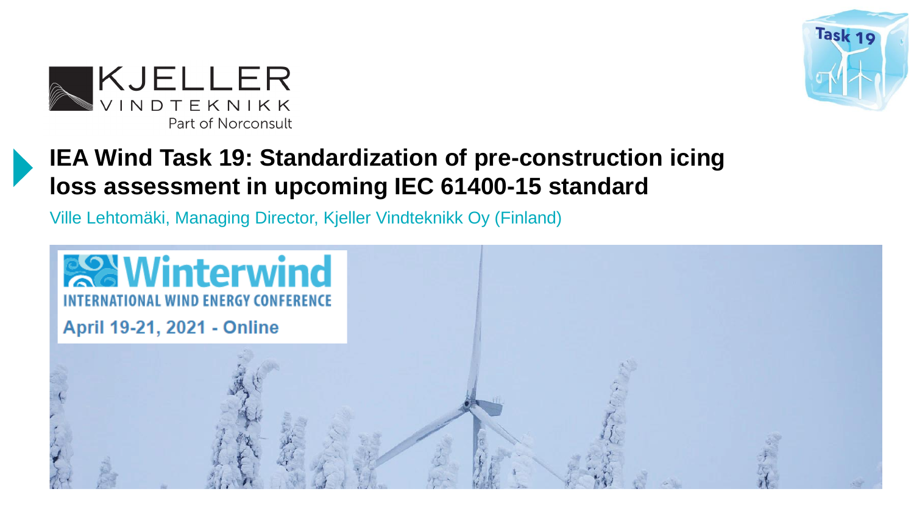KJELLER VINDTEKNIKK

Part of Norconsult

Task 19

# IEA Wind Task 19: Standardization of pre-construction icing loss assessment in upcoming IEC 61400-15 standard

Ville Lehtomäki, Managing Director, Kjeller Vindteknikk Oy (Finland)

Winterwind

INTERNATIONAL WIND ENERGY CONFERENCE

April 19-21, 2021 - Online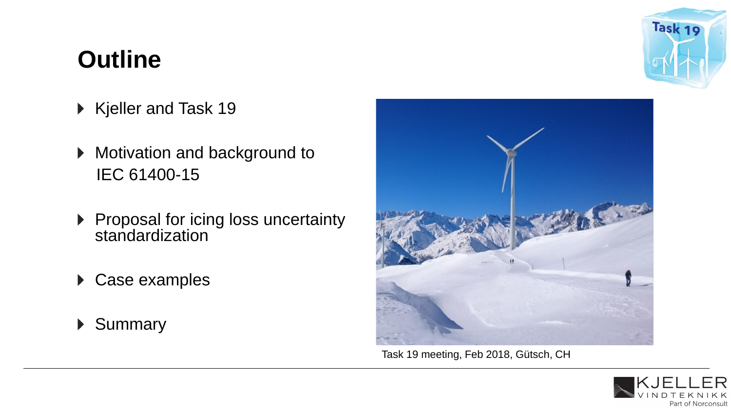# Outline

- Kjeller and Task 19
- Motivation and background to IEC 61400-15
- Proposal for icing loss uncertainty standardization
- Case examples
- Summary

Task 19 meeting, Feb 2018, Gütsch, CH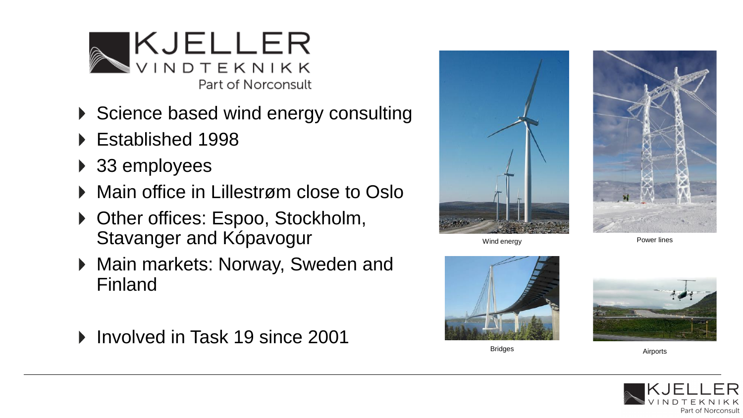# KJELLER VINDTEKNIKK
Part of Norconsult

- Science based wind energy consulting
- Established 1998
- 33 employees
- Main office in Lillestrøm close to Oslo
- Other offices: Espoo, Stockholm, Stavanger and Kópavogur
- Main markets: Norway, Sweden and Finland
- Involved in Task 19 since 2001

Wind energy

Power lines

Bridges

Airports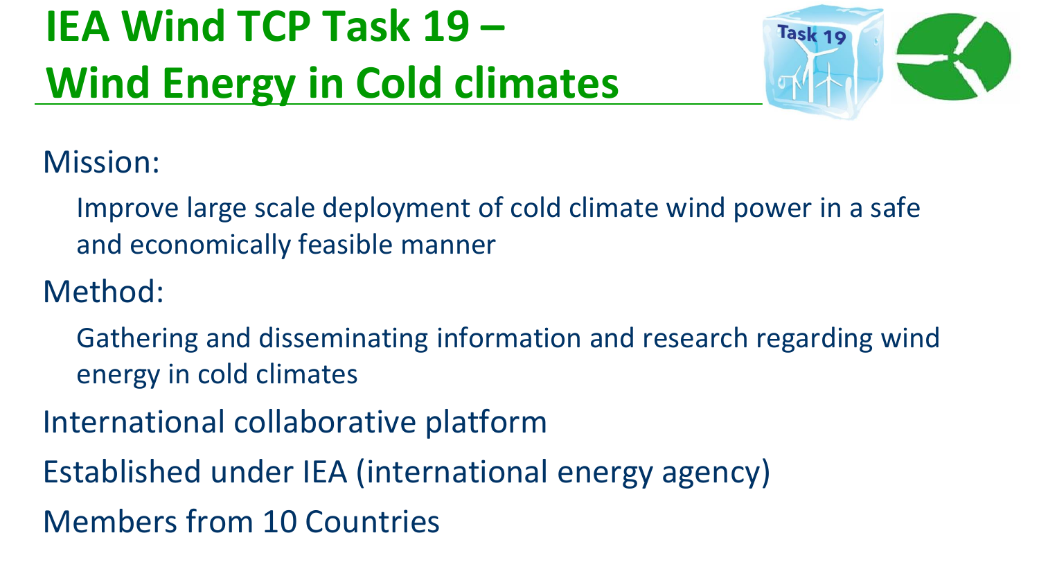# IEA Wind TCP Task 19 – Wind Energy in Cold climates

Mission:

Improve large scale deployment of cold climate wind power in a safe and economically feasible manner

Method:

Gathering and disseminating information and research regarding wind energy in cold climates

International collaborative platform

Established under IEA (international energy agency)

Members from 10 Countries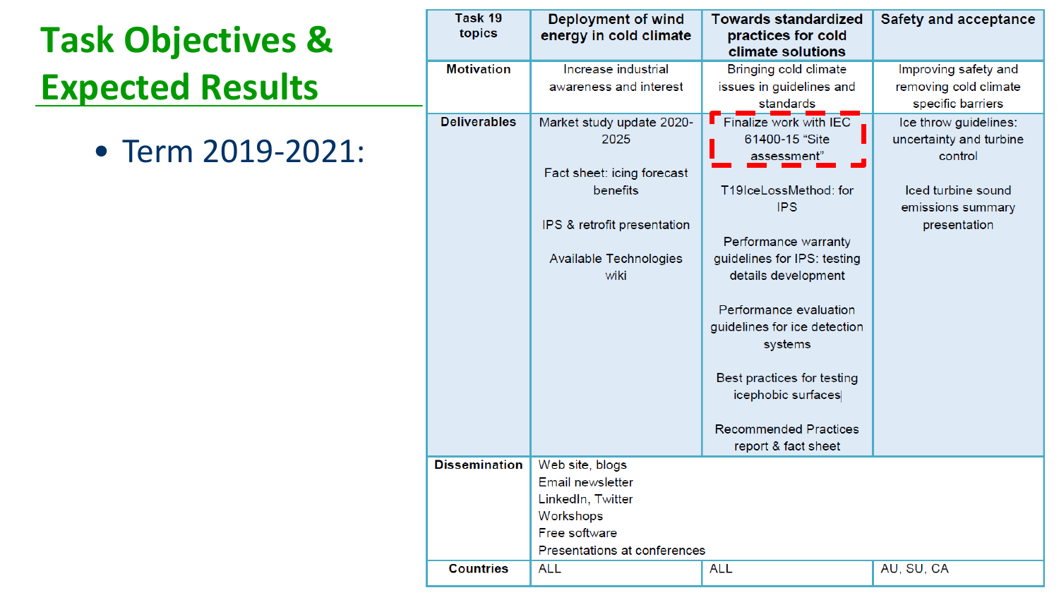# Task Objectives & Expected Results

- Term 2019-2021:

| Task 19 topics | Deployment of wind energy in cold climate | Towards standardized practices for cold climate solutions | Safety and acceptance |
|---|---|---|---|
| **Motivation** | Increase industrial awareness and interest | Bringing cold climate issues in guidelines and standards | Improving safety and removing cold climate specific barriers |
| **Deliverables** | Market study update 2020-2025<br><br>Fact sheet: icing forecast benefits<br><br>IPS & retrofit presentation<br><br>Available Technologies wiki | Finalize work with IEC 61400-15 "Site assessment"<br><br>T19IceLossMethod: for IPS<br><br>Performance warranty guidelines for IPS: testing details development<br><br>Performance evaluation guidelines for ice detection systems<br><br>Best practices for testing icephobic surfaces<br><br>Recommended Practices report & fact sheet | Ice throw guidelines: uncertainty and turbine control<br><br>Iced turbine sound emissions summary presentation |
| **Dissemination** | Web site, blogs<br>Email newsletter<br>LinkedIn, Twitter<br>Workshops<br>Free software<br>Presentations at conferences | | |
| **Countries** | ALL | ALL | AU, SU, CA |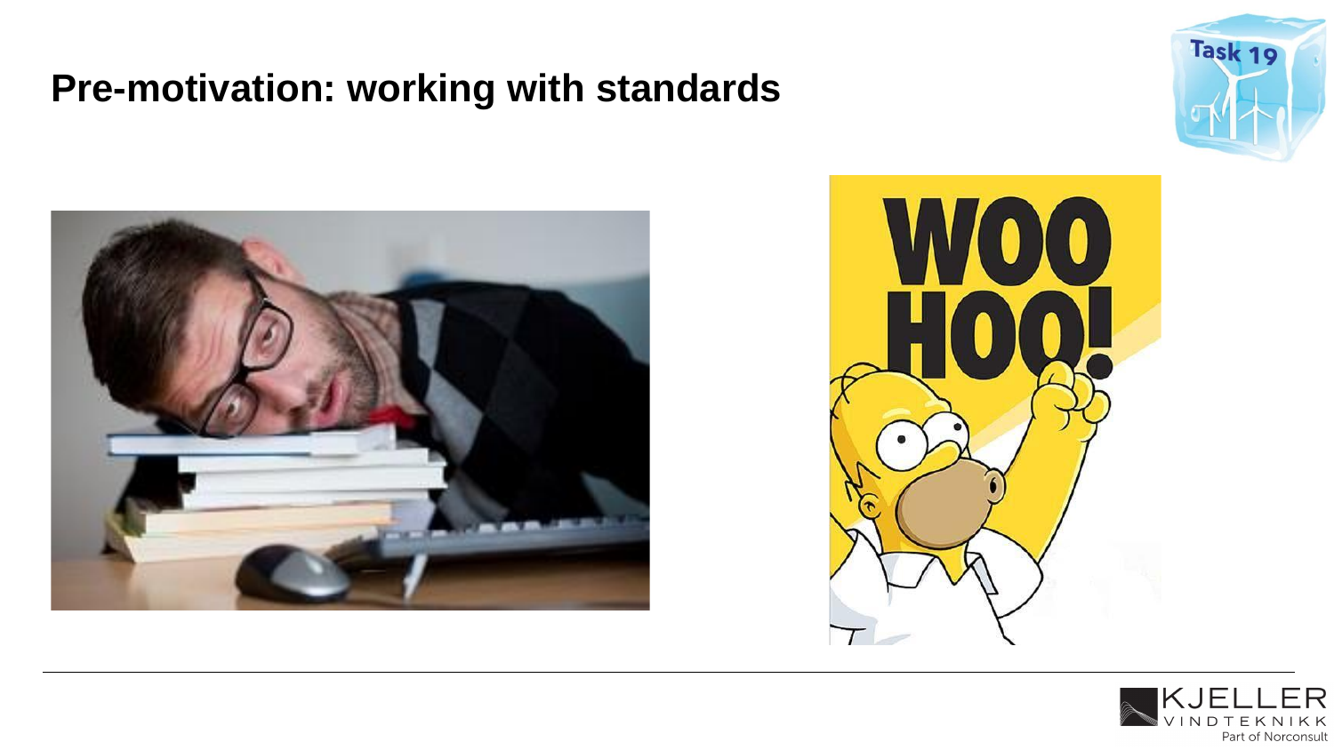# Pre-motivation: working with standards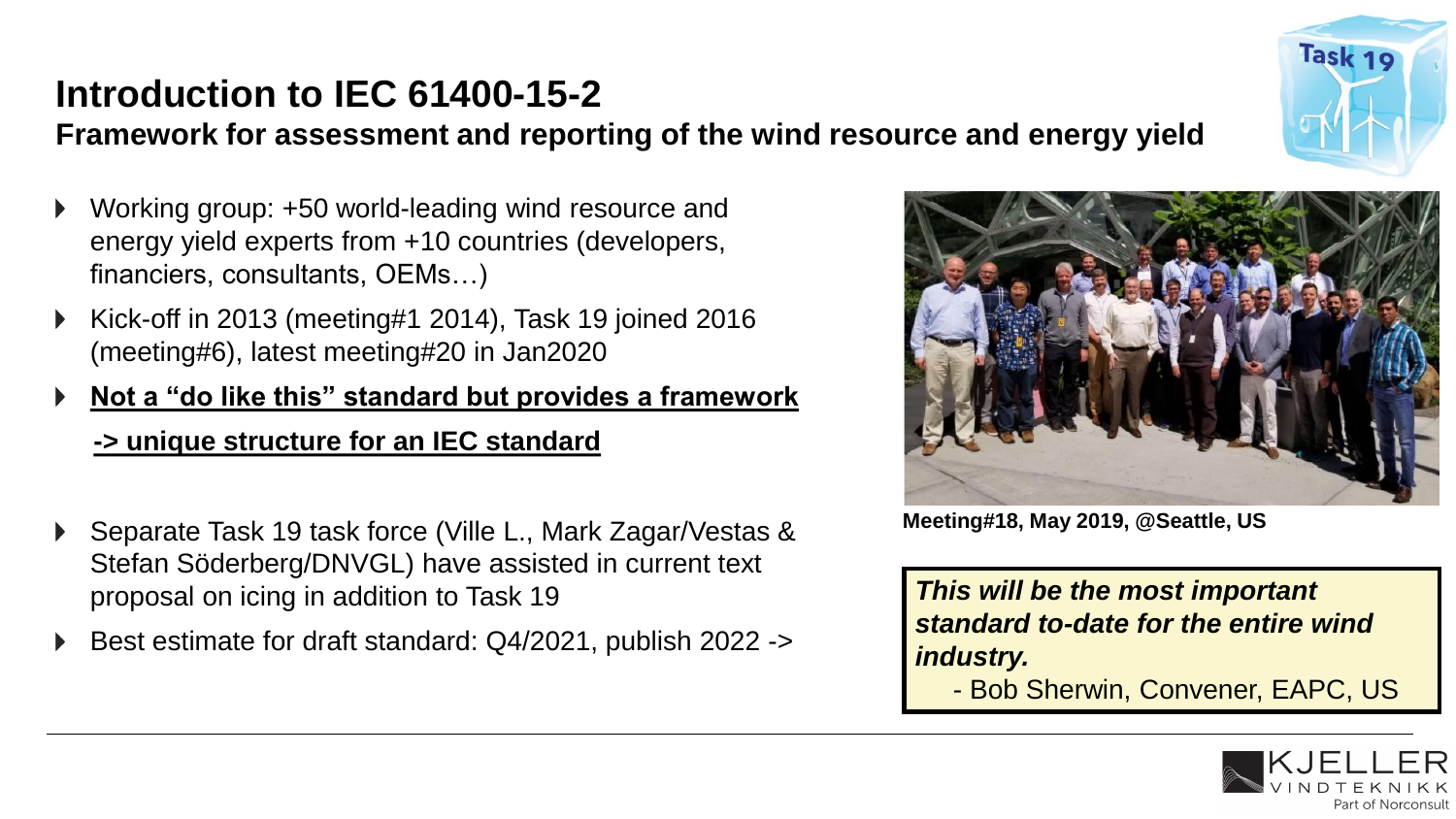# Introduction to IEC 61400-15-2

## Framework for assessment and reporting of the wind resource and energy yield

- Working group: +50 world-leading wind resource and energy yield experts from +10 countries (developers, financiers, consultants, OEMs…)
- Kick-off in 2013 (meeting#1 2014), Task 19 joined 2016 (meeting#6), latest meeting#20 in Jan2020
- **Not a "do like this" standard but provides a framework**

  **-> unique structure for an IEC standard**

- Separate Task 19 task force (Ville L., Mark Zagar/Vestas & Stefan Söderberg/DNVGL) have assisted in current text proposal on icing in addition to Task 19
- Best estimate for draft standard: Q4/2021, publish 2022 ->

**Meeting#18, May 2019, @Seattle, US**

> ***This will be the most important standard to-date for the entire wind industry.***
>
> \- Bob Sherwin, Convener, EAPC, US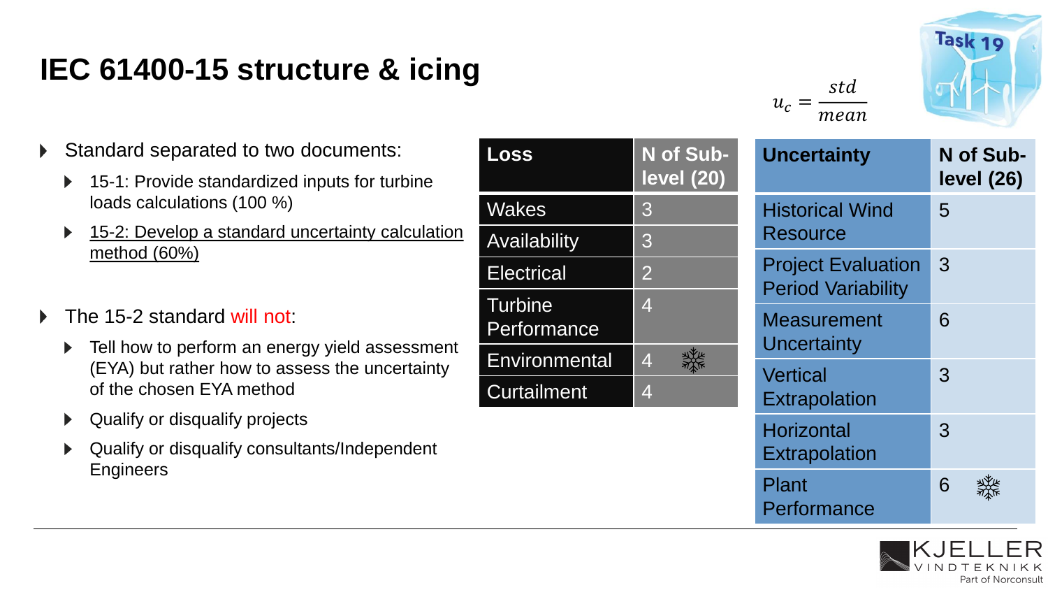# IEC 61400-15 structure & icing

$$u_c = \frac{std}{mean}$$

- Standard separated to two documents:
  - 15-1: Provide standardized inputs for turbine loads calculations (100 %)
  - <u>15-2: Develop a standard uncertainty calculation method (60%)</u>
- The 15-2 standard will not:
  - Tell how to perform an energy yield assessment (EYA) but rather how to assess the uncertainty of the chosen EYA method
  - Qualify or disqualify projects
  - Qualify or disqualify consultants/Independent Engineers

| Loss | N of Sub-level (20) |
|---|---|
| Wakes | 3 |
| Availability | 3 |
| Electrical | 2 |
| Turbine Performance | 4 |
| Environmental | 4 ❄ |
| Curtailment | 4 |

| Uncertainty | N of Sub-level (26) |
|---|---|
| Historical Wind Resource | 5 |
| Project Evaluation Period Variability | 3 |
| Measurement Uncertainty | 6 |
| Vertical Extrapolation | 3 |
| Horizontal Extrapolation | 3 |
| Plant Performance | 6 ❄ |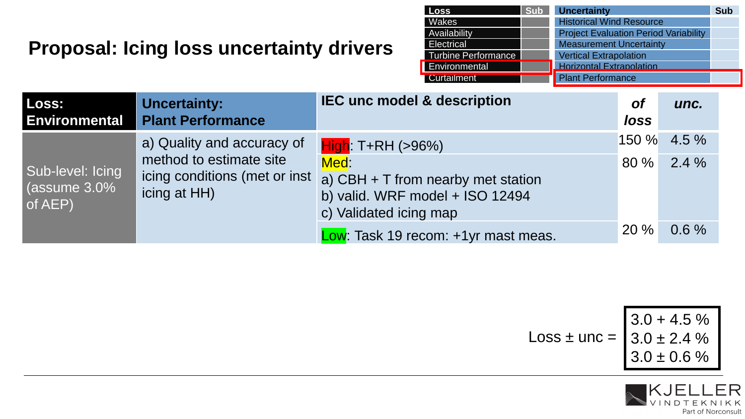# Proposal: Icing loss uncertainty drivers

| Loss | Sub |
|---|---|
| Wakes | |
| Availability | |
| Electrical | |
| Turbine Performance | |
| Environmental | |
| Curtailment | |

| Uncertainty | Sub |
|---|---|
| Historical Wind Resource | |
| Project Evaluation Period Variability | |
| Measurement Uncertainty | |
| Vertical Extrapolation | |
| Horizontal Extrapolation | |
| Plant Performance | |

| **Loss: Environmental** | **Uncertainty: Plant Performance** | **IEC unc model & description** | ***of loss*** | ***unc.*** |
|---|---|---|---|---|
| Sub-level: Icing (assume 3.0% of AEP) | a) Quality and accuracy of method to estimate site icing conditions (met or inst icing at HH) | High: T+RH (>96%) | 150 % | 4.5 % |
| | | Med: a) CBH + T from nearby met station b) valid. WRF model + ISO 12494 c) Validated icing map | 80 % | 2.4 % |
| | | Low: Task 19 recom: +1yr mast meas. | 20 % | 0.6 % |

Loss ± unc =
3.0 + 4.5 %
3.0 ± 2.4 %
3.0 ± 0.6 %

KJELLER VINDTEKNIKK Part of Norconsult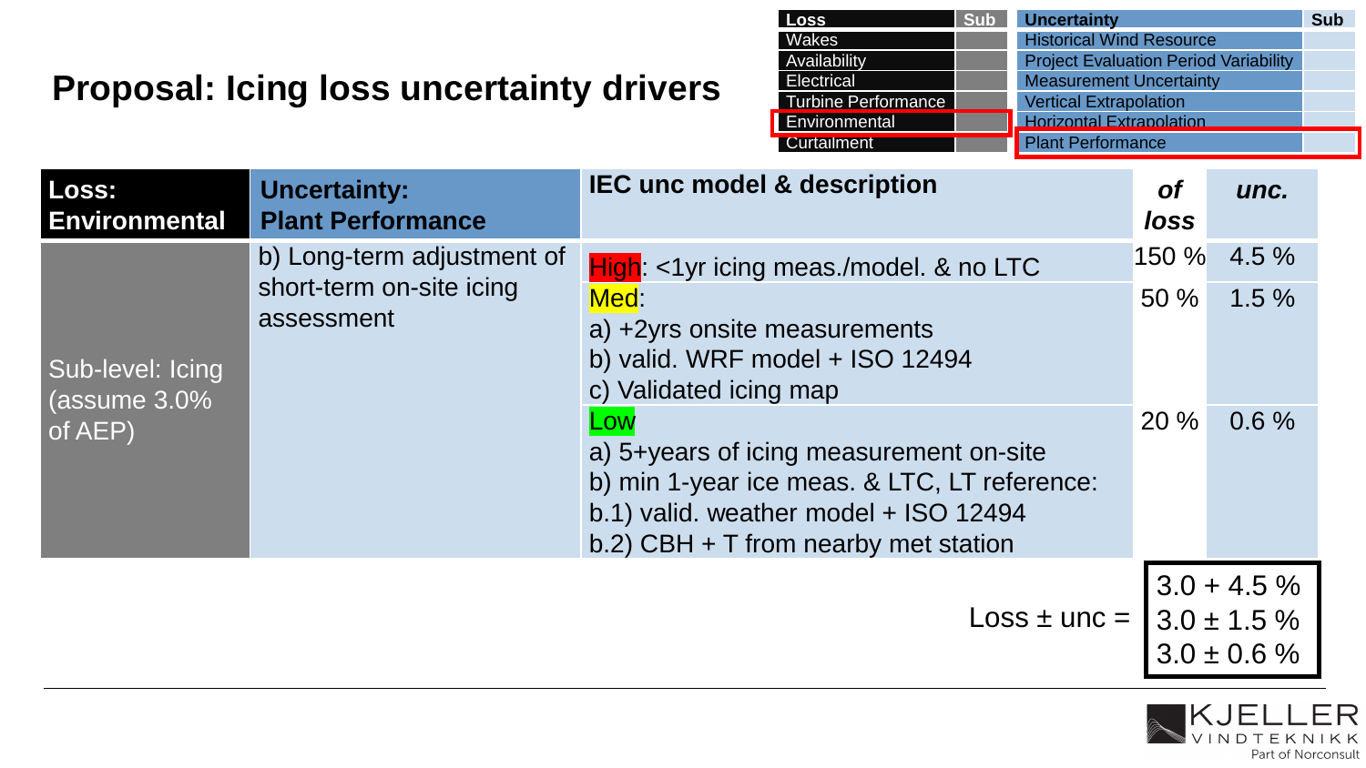# Proposal: Icing loss uncertainty drivers

| Loss | Sub |
|---|---|
| Wakes | |
| Availability | |
| Electrical | |
| Turbine Performance | |
| Environmental | |
| Curtailment | |

| Uncertainty | Sub |
|---|---|
| Historical Wind Resource | |
| Project Evaluation Period Variability | |
| Measurement Uncertainty | |
| Vertical Extrapolation | |
| Horizontal Extrapolation | |
| Plant Performance | |

| Loss: Environmental | Uncertainty: Plant Performance | IEC unc model & description | *of loss* | *unc.* |
|---|---|---|---|---|
| Sub-level: Icing (assume 3.0% of AEP) | b) Long-term adjustment of short-term on-site icing assessment | High: <1yr icing meas./model. & no LTC | 150 % | 4.5 % |
| | | Med:<br>a) +2yrs onsite measurements<br>b) valid. WRF model + ISO 12494<br>c) Validated icing map | 50 % | 1.5 % |
| | | Low<br>a) 5+years of icing measurement on-site<br>b) min 1-year ice meas. & LTC, LT reference:<br>b.1) valid. weather model + ISO 12494<br>b.2) CBH + T from nearby met station | 20 % | 0.6 % |

Loss ± unc =
3.0 + 4.5 %
3.0 ± 1.5 %
3.0 ± 0.6 %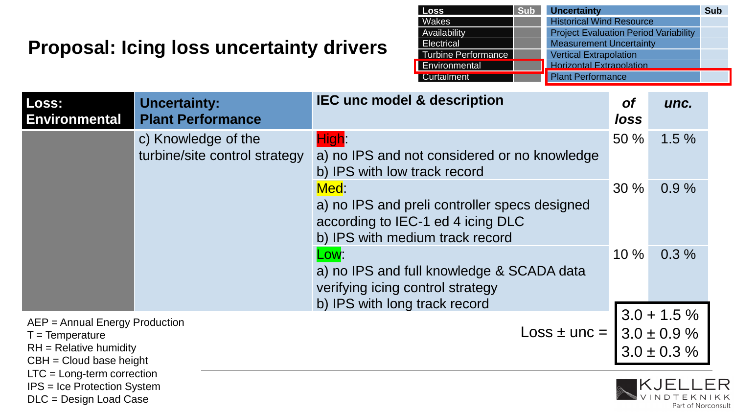## Proposal: Icing loss uncertainty drivers

| Loss | Sub |
|---|---|
| Wakes | |
| Availability | |
| Electrical | |
| Turbine Performance | |
| Environmental | |
| Curtailment | |

| Uncertainty | Sub |
|---|---|
| Historical Wind Resource | |
| Project Evaluation Period Variability | |
| Measurement Uncertainty | |
| Vertical Extrapolation | |
| Horizontal Extrapolation | |
| Plant Performance | |

| Loss: Environmental | Uncertainty: Plant Performance | IEC unc model & description | of loss | unc. |
|---|---|---|---|---|
| | c) Knowledge of the turbine/site control strategy | High: a) no IPS and not considered or no knowledge b) IPS with low track record | 50 % | 1.5 % |
| | | Med: a) no IPS and preli controller specs designed according to IEC-1 ed 4 icing DLC b) IPS with medium track record | 30 % | 0.9 % |
| | | Low: a) no IPS and full knowledge & SCADA data verifying icing control strategy b) IPS with long track record | 10 % | 0.3 % |

Loss ± unc =
3.0 + 1.5 %
3.0 ± 0.9 %
3.0 ± 0.3 %

AEP = Annual Energy Production
T = Temperature
RH = Relative humidity
CBH = Cloud base height
LTC = Long-term correction
IPS = Ice Protection System
DLC = Design Load Case

KJELLER VINDTEKNIKK Part of Norconsult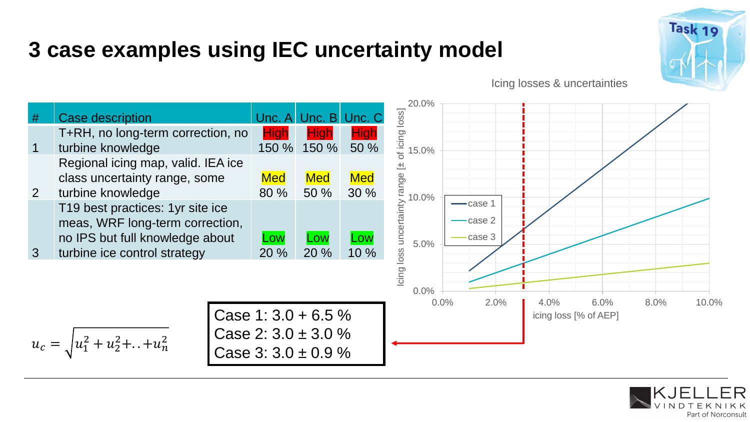# 3 case examples using IEC uncertainty model

| # | Case description | Unc. A | Unc. B | Unc. C |
|---|---|---|---|---|
| 1 | T+RH, no long-term correction, no turbine knowledge | High 150 % | High 150 % | High 50 % |
| 2 | Regional icing map, valid. IEA ice class uncertainty range, some turbine knowledge | Med 80 % | Med 50 % | Med 30 % |
| 3 | T19 best practices: 1yr site ice meas, WRF long-term correction, no IPS but full knowledge about turbine ice control strategy | Low 20 % | Low 20 % | Low 10 % |

$$u_c = \sqrt{u_1^2 + u_2^2 + .. + u_n^2}$$

Case 1: 3.0 + 6.5 %
Case 2: 3.0 ± 3.0 %
Case 3: 3.0 ± 0.9 %

Icing losses & uncertainties

Icing loss uncertainty range [± of icing loss] vs. icing loss [% of AEP] (case 1, case 2, case 3)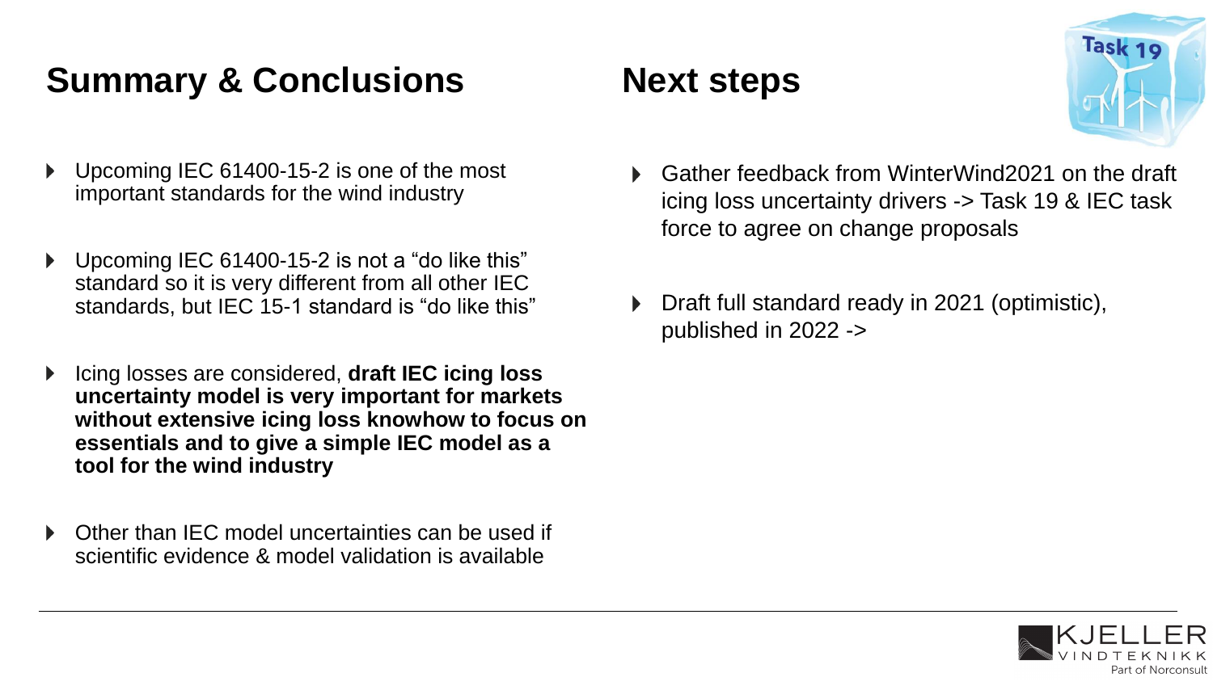## Summary & Conclusions

- Upcoming IEC 61400-15-2 is one of the most important standards for the wind industry
- Upcoming IEC 61400-15-2 is not a “do like this” standard so it is very different from all other IEC standards, but IEC 15-1 standard is “do like this”
- Icing losses are considered, **draft IEC icing loss uncertainty model is very important for markets without extensive icing loss knowhow to focus on essentials and to give a simple IEC model as a tool for the wind industry**
- Other than IEC model uncertainties can be used if scientific evidence & model validation is available

## Next steps

- Gather feedback from WinterWind2021 on the draft icing loss uncertainty drivers -> Task 19 & IEC task force to agree on change proposals
- Draft full standard ready in 2021 (optimistic), published in 2022 ->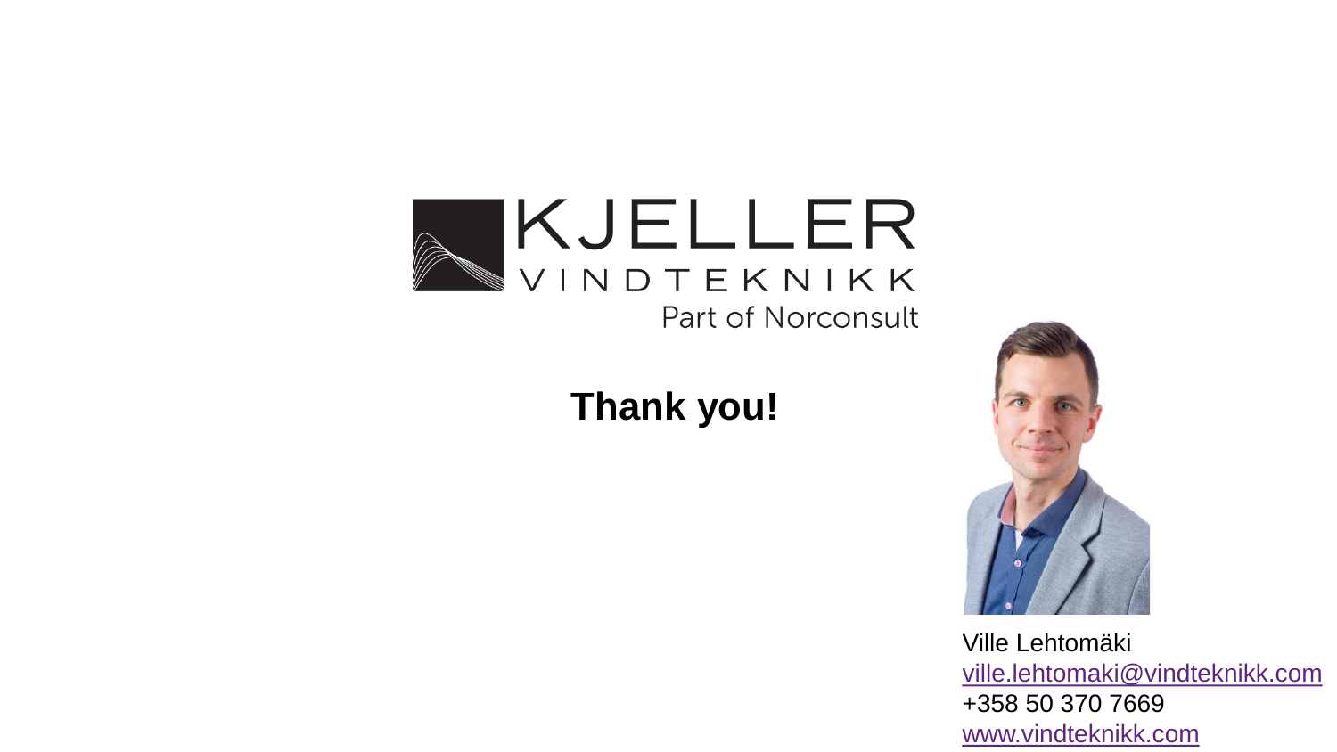KJELLER
VINDTEKNIKK
Part of Norconsult

**Thank you!**

Ville Lehtomäki
ville.lehtomaki@vindteknikk.com
+358 50 370 7669
www.vindteknikk.com